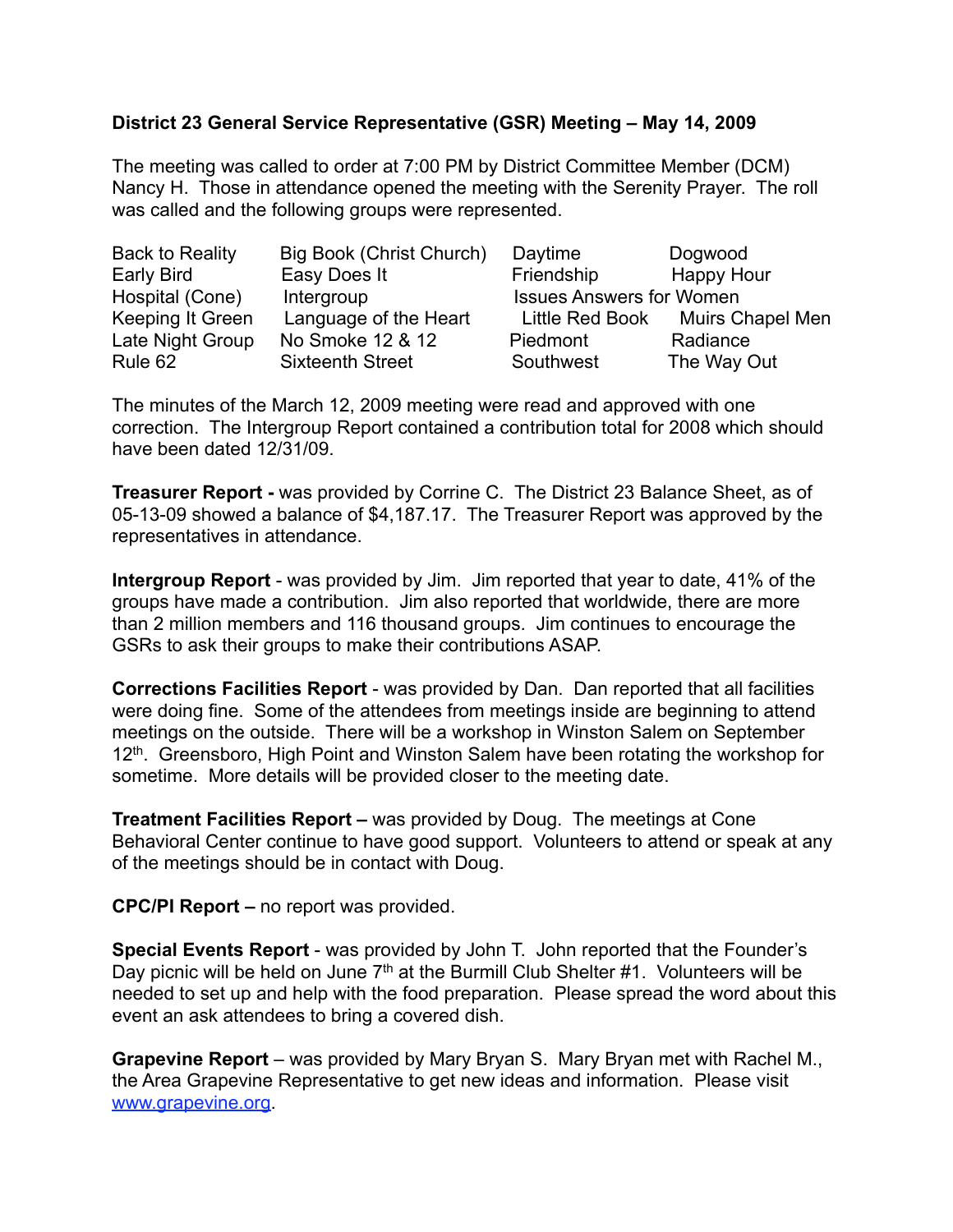**District 23 General Service Representative (GSR) Meeting – May 14, 2009**

The meeting was called to order at 7:00 PM by District Committee Member (DCM) Nancy H. Those in attendance opened the meeting with the Serenity Prayer. The roll was called and the following groups were represented.

| | | | |
|---|---|---|---|
| Back to Reality | Big Book (Christ Church) | Daytime | Dogwood |
| Early Bird | Easy Does It | Friendship | Happy Hour |
| Hospital (Cone) | Intergroup | Issues Answers for Women | |
| Keeping It Green | Language of the Heart | Little Red Book | Muirs Chapel Men |
| Late Night Group | No Smoke 12 & 12 | Piedmont | Radiance |
| Rule 62 | Sixteenth Street | Southwest | The Way Out |

The minutes of the March 12, 2009 meeting were read and approved with one correction. The Intergroup Report contained a contribution total for 2008 which should have been dated 12/31/09.

**Treasurer Report -** was provided by Corrine C. The District 23 Balance Sheet, as of 05-13-09 showed a balance of $4,187.17. The Treasurer Report was approved by the representatives in attendance.

**Intergroup Report** - was provided by Jim. Jim reported that year to date, 41% of the groups have made a contribution. Jim also reported that worldwide, there are more than 2 million members and 116 thousand groups. Jim continues to encourage the GSRs to ask their groups to make their contributions ASAP.

**Corrections Facilities Report** - was provided by Dan. Dan reported that all facilities were doing fine. Some of the attendees from meetings inside are beginning to attend meetings on the outside. There will be a workshop in Winston Salem on September 12th. Greensboro, High Point and Winston Salem have been rotating the workshop for sometime. More details will be provided closer to the meeting date.

**Treatment Facilities Report –** was provided by Doug. The meetings at Cone Behavioral Center continue to have good support. Volunteers to attend or speak at any of the meetings should be in contact with Doug.

**CPC/PI Report –** no report was provided.

**Special Events Report** - was provided by John T. John reported that the Founder's Day picnic will be held on June 7th at the Burmill Club Shelter #1. Volunteers will be needed to set up and help with the food preparation. Please spread the word about this event an ask attendees to bring a covered dish.

**Grapevine Report** – was provided by Mary Bryan S. Mary Bryan met with Rachel M., the Area Grapevine Representative to get new ideas and information. Please visit [www.grapevine.org](http://www.grapevine.org).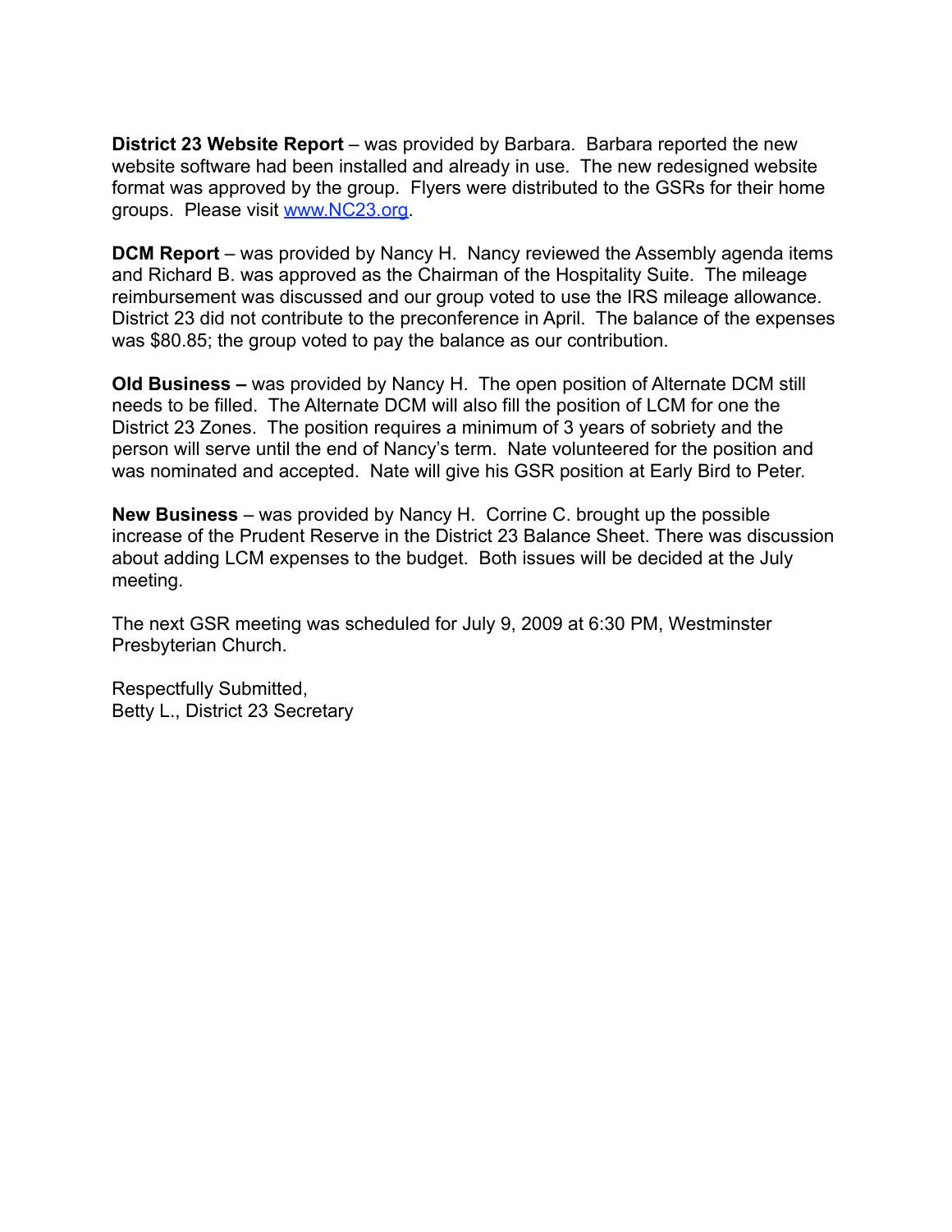**District 23 Website Report** – was provided by Barbara. Barbara reported the new website software had been installed and already in use. The new redesigned website format was approved by the group. Flyers were distributed to the GSRs for their home groups. Please visit www.NC23.org.

**DCM Report** – was provided by Nancy H. Nancy reviewed the Assembly agenda items and Richard B. was approved as the Chairman of the Hospitality Suite. The mileage reimbursement was discussed and our group voted to use the IRS mileage allowance. District 23 did not contribute to the preconference in April. The balance of the expenses was $80.85; the group voted to pay the balance as our contribution.

**Old Business –** was provided by Nancy H. The open position of Alternate DCM still needs to be filled. The Alternate DCM will also fill the position of LCM for one the District 23 Zones. The position requires a minimum of 3 years of sobriety and the person will serve until the end of Nancy's term. Nate volunteered for the position and was nominated and accepted. Nate will give his GSR position at Early Bird to Peter.

**New Business** – was provided by Nancy H. Corrine C. brought up the possible increase of the Prudent Reserve in the District 23 Balance Sheet. There was discussion about adding LCM expenses to the budget. Both issues will be decided at the July meeting.

The next GSR meeting was scheduled for July 9, 2009 at 6:30 PM, Westminster Presbyterian Church.

Respectfully Submitted,
Betty L., District 23 Secretary